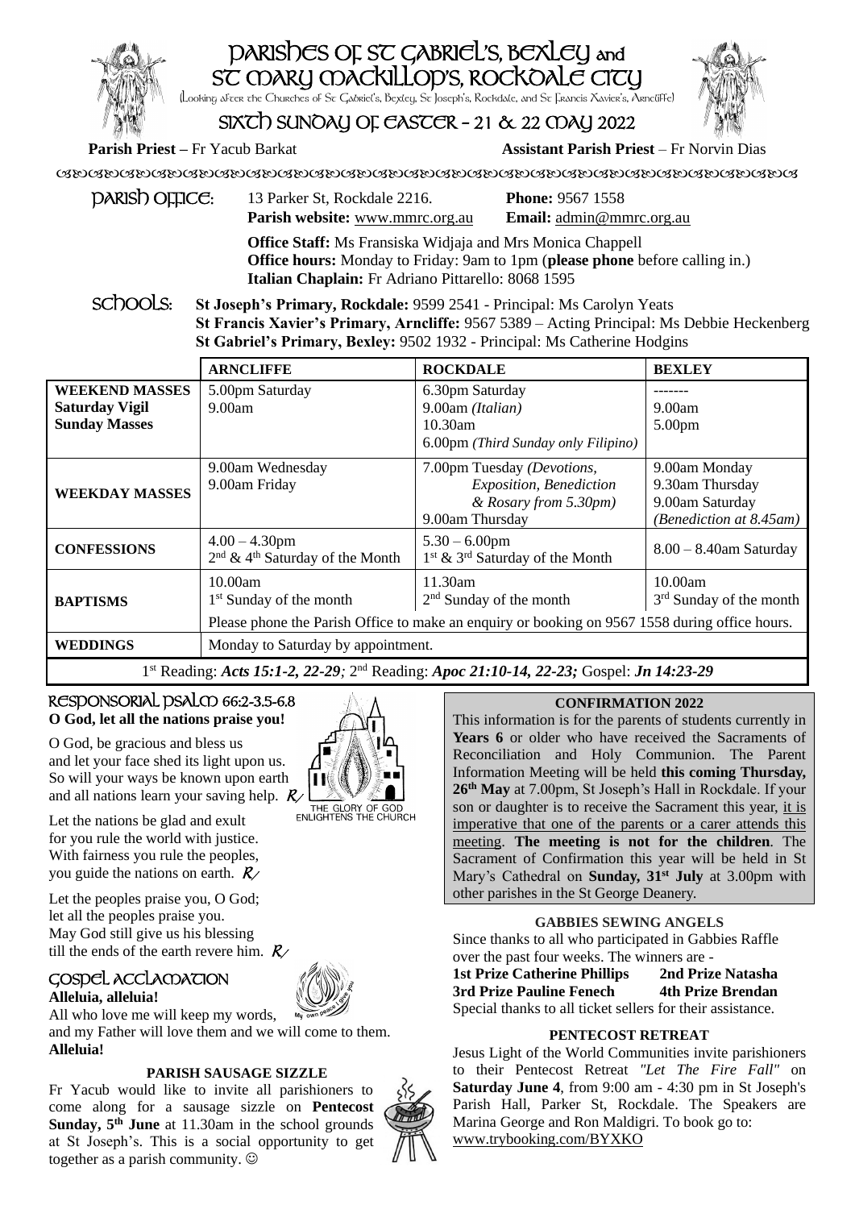# PARISHES OF ST GABRIEL'S, BEXLEY and ST MARY MACKILLOP'S, ROCKDALE CITY

(Looking after the Churches of St Gabriel's, Bexley, St Joseph's, Rockdale, and St Francis Xavier's, Arncliffe)

## SIXTH SUNDAY OF EASTER – 21 & 22 MAY 2022

**Parish Priest** – Fr Yacub Barkat **Assistant Parish Priest** – Fr Norvin Dias

**PARISH OFFICE:** 13 Parker St, Rockdale 2216. **Phone:** 9567 1558
**Parish website:** www.mmrc.org.au **Email:** admin@mmrc.org.au

**Office Staff:** Ms Fransiska Widjaja and Mrs Monica Chappell
**Office hours:** Monday to Friday: 9am to 1pm (**please phone** before calling in.)
**Italian Chaplain:** Fr Adriano Pittarello: 8068 1595

**SCHOOLS:** **St Joseph's Primary, Rockdale:** 9599 2541 - Principal: Ms Carolyn Yeats
**St Francis Xavier's Primary, Arncliffe:** 9567 5389 – Acting Principal: Ms Debbie Heckenberg
**St Gabriel's Primary, Bexley:** 9502 1932 - Principal: Ms Catherine Hodgins

| | ARNCLIFFE | ROCKDALE | BEXLEY |
|---|---|---|---|
| **WEEKEND MASSES** **Saturday Vigil** **Sunday Masses** | 5.00pm Saturday<br>9.00am | 6.30pm Saturday<br>9.00am *(Italian)*<br>10.30am<br>6.00pm *(Third Sunday only Filipino)* | -------<br>9.00am<br>5.00pm |
| **WEEKDAY MASSES** | 9.00am Wednesday<br>9.00am Friday | 7.00pm Tuesday *(Devotions, Exposition, Benediction & Rosary from 5.30pm)*<br>9.00am Thursday | 9.00am Monday<br>9.30am Thursday<br>9.00am Saturday<br>*(Benediction at 8.45am)* |
| **CONFESSIONS** | 4.00 – 4.30pm<br>2nd & 4th Saturday of the Month | 5.30 – 6.00pm<br>1st & 3rd Saturday of the Month | 8.00 – 8.40am Saturday |
| **BAPTISMS** | 10.00am<br>1st Sunday of the month | 11.30am<br>2nd Sunday of the month | 10.00am<br>3rd Sunday of the month |
| | Please phone the Parish Office to make an enquiry or booking on 9567 1558 during office hours. | | |
| **WEDDINGS** | Monday to Saturday by appointment. | | |

1st Reading: ***Acts 15:1-2, 22-29***; 2nd Reading: ***Apoc 21:10-14, 22-23;*** Gospel: ***Jn 14:23-29***

## RESPONSORIAL PSALM 66:2-3.5-6.8

**O God, let all the nations praise you!**

O God, be gracious and bless us
and let your face shed its light upon us.
So will your ways be known upon earth
and all nations learn your saving help. *R*

Let the nations be glad and exult
for you rule the world with justice.
With fairness you rule the peoples,
you guide the nations on earth. *R*

Let the peoples praise you, O God;
let all the peoples praise you.
May God still give us his blessing
till the ends of the earth revere him. *R*

THE GLORY OF GOD ENLIGHTENS THE CHURCH

## GOSPEL ACCLAMATION

**Alleluia, alleluia!**

All who love me will keep my words,
and my Father will love them and we will come to them.
**Alleluia!**

### PARISH SAUSAGE SIZZLE

Fr Yacub would like to invite all parishioners to come along for a sausage sizzle on **Pentecost Sunday, 5th June** at 11.30am in the school grounds at St Joseph's. This is a social opportunity to get together as a parish community. ☺

### CONFIRMATION 2022

This information is for the parents of students currently in **Years 6** or older who have received the Sacraments of Reconciliation and Holy Communion. The Parent Information Meeting will be held **this coming Thursday, 26th May** at 7.00pm, St Joseph's Hall in Rockdale. If your son or daughter is to receive the Sacrament this year, it is imperative that one of the parents or a carer attends this meeting. **The meeting is not for the children**. The Sacrament of Confirmation this year will be held in St Mary's Cathedral on **Sunday, 31st July** at 3.00pm with other parishes in the St George Deanery.

### GABBIES SEWING ANGELS

Since thanks to all who participated in Gabbies Raffle over the past four weeks. The winners are -
**1st Prize Catherine Phillips** **2nd Prize Natasha**
**3rd Prize Pauline Fenech** **4th Prize Brendan**
Special thanks to all ticket sellers for their assistance.

### PENTECOST RETREAT

Jesus Light of the World Communities invite parishioners to their Pentecost Retreat *"Let The Fire Fall"* on **Saturday June 4**, from 9:00 am - 4:30 pm in St Joseph's Parish Hall, Parker St, Rockdale. The Speakers are Marina George and Ron Maldigri. To book go to: www.trybooking.com/BYXKO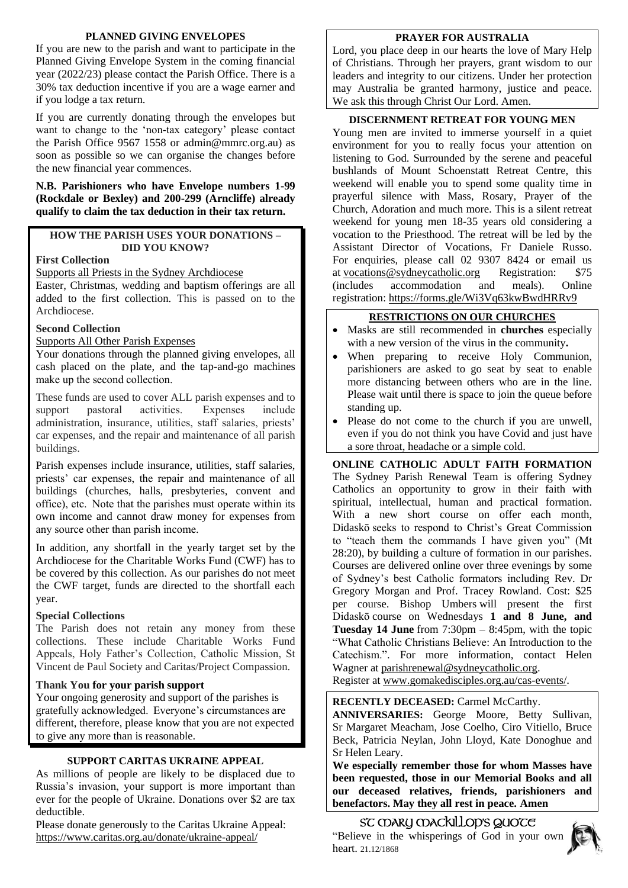## PLANNED GIVING ENVELOPES

If you are new to the parish and want to participate in the Planned Giving Envelope System in the coming financial year (2022/23) please contact the Parish Office. There is a 30% tax deduction incentive if you are a wage earner and if you lodge a tax return.

If you are currently donating through the envelopes but want to change to the 'non-tax category' please contact the Parish Office 9567 1558 or admin@mmrc.org.au) as soon as possible so we can organise the changes before the new financial year commences.

**N.B. Parishioners who have Envelope numbers 1-99 (Rockdale or Bexley) and 200-299 (Arncliffe) already qualify to claim the tax deduction in their tax return.**

## HOW THE PARISH USES YOUR DONATIONS – DID YOU KNOW?

**First Collection**

Supports all Priests in the Sydney Archdiocese

Easter, Christmas, wedding and baptism offerings are all added to the first collection. This is passed on to the Archdiocese.

**Second Collection**

Supports All Other Parish Expenses

Your donations through the planned giving envelopes, all cash placed on the plate, and the tap-and-go machines make up the second collection.

These funds are used to cover ALL parish expenses and to support pastoral activities. Expenses include administration, insurance, utilities, staff salaries, priests' car expenses, and the repair and maintenance of all parish buildings.

Parish expenses include insurance, utilities, staff salaries, priests' car expenses, the repair and maintenance of all buildings (churches, halls, presbyteries, convent and office), etc. Note that the parishes must operate within its own income and cannot draw money for expenses from any source other than parish income.

In addition, any shortfall in the yearly target set by the Archdiocese for the Charitable Works Fund (CWF) has to be covered by this collection. As our parishes do not meet the CWF target, funds are directed to the shortfall each year.

**Special Collections**

The Parish does not retain any money from these collections. These include Charitable Works Fund Appeals, Holy Father's Collection, Catholic Mission, St Vincent de Paul Society and Caritas/Project Compassion.

**Thank You for your parish support**

Your ongoing generosity and support of the parishes is gratefully acknowledged. Everyone's circumstances are different, therefore, please know that you are not expected to give any more than is reasonable.

## SUPPORT CARITAS UKRAINE APPEAL

As millions of people are likely to be displaced due to Russia's invasion, your support is more important than ever for the people of Ukraine. Donations over $2 are tax deductible.

Please donate generously to the Caritas Ukraine Appeal: https://www.caritas.org.au/donate/ukraine-appeal/

## PRAYER FOR AUSTRALIA

Lord, you place deep in our hearts the love of Mary Help of Christians. Through her prayers, grant wisdom to our leaders and integrity to our citizens. Under her protection may Australia be granted harmony, justice and peace. We ask this through Christ Our Lord. Amen.

## DISCERNMENT RETREAT FOR YOUNG MEN

Young men are invited to immerse yourself in a quiet environment for you to really focus your attention on listening to God. Surrounded by the serene and peaceful bushlands of Mount Schoenstatt Retreat Centre, this weekend will enable you to spend some quality time in prayerful silence with Mass, Rosary, Prayer of the Church, Adoration and much more. This is a silent retreat weekend for young men 18-35 years old considering a vocation to the Priesthood. The retreat will be led by the Assistant Director of Vocations, Fr Daniele Russo. For enquiries, please call 02 9307 8424 or email us at vocations@sydneycatholic.org Registration: $75 (includes accommodation and meals). Online registration: https://forms.gle/Wi3Vq63kwBwdHRRv9

## RESTRICTIONS ON OUR CHURCHES

- Masks are still recommended in **churches** especially with a new version of the virus in the community**.**
- When preparing to receive Holy Communion, parishioners are asked to go seat by seat to enable more distancing between others who are in the line. Please wait until there is space to join the queue before standing up.
- Please do not come to the church if you are unwell, even if you do not think you have Covid and just have a sore throat, headache or a simple cold.

## ONLINE CATHOLIC ADULT FAITH FORMATION

The Sydney Parish Renewal Team is offering Sydney Catholics an opportunity to grow in their faith with spiritual, intellectual, human and practical formation. With a new short course on offer each month, Didaskō seeks to respond to Christ's Great Commission to "teach them the commands I have given you" (Mt 28:20), by building a culture of formation in our parishes. Courses are delivered online over three evenings by some of Sydney's best Catholic formators including Rev. Dr Gregory Morgan and Prof. Tracey Rowland. Cost: $25 per course. Bishop Umbers will present the first Didaskō course on Wednesdays **1 and 8 June, and Tuesday 14 June** from 7:30pm – 8:45pm, with the topic "What Catholic Christians Believe: An Introduction to the Catechism.". For more information, contact Helen Wagner at parishrenewal@sydneycatholic.org.

Register at www.gomakedisciples.org.au/cas-events/.

**RECENTLY DECEASED:** Carmel McCarthy.

**ANNIVERSARIES:** George Moore, Betty Sullivan, Sr Margaret Meacham, Jose Coelho, Ciro Vitiello, Bruce Beck, Patricia Neylan, John Lloyd, Kate Donoghue and Sr Helen Leary.

**We especially remember those for whom Masses have been requested, those in our Memorial Books and all our deceased relatives, friends, parishioners and benefactors. May they all rest in peace. Amen**

## ST MARY MACKILLOP'S QUOTE

"Believe in the whisperings of God in your own heart. 21.12/1868